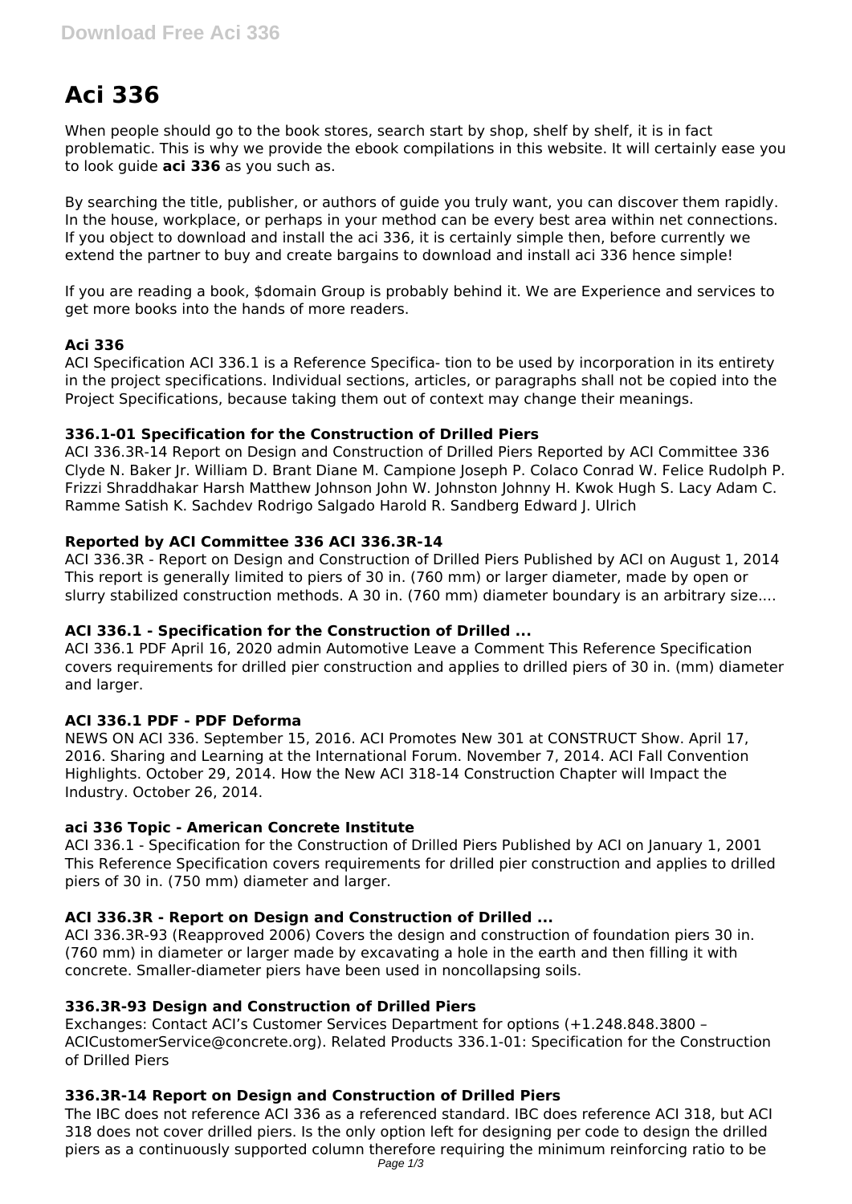# Aci 336

When people should go to the book stores, search start by shop, shelf by shelf, it is in fact problematic. This is why we provide the ebook compilations in this website. It will certainly ease you to look guide **aci 336** as you such as.

By searching the title, publisher, or authors of guide you truly want, you can discover them rapidly. In the house, workplace, or perhaps in your method can be every best area within net connections. If you object to download and install the aci 336, it is certainly simple then, before currently we extend the partner to buy and create bargains to download and install aci 336 hence simple!

If you are reading a book, $domain Group is probably behind it. We are Experience and services to get more books into the hands of more readers.

### Aci 336

ACI Specification ACI 336.1 is a Reference Specifica- tion to be used by incorporation in its entirety in the project specifications. Individual sections, articles, or paragraphs shall not be copied into the Project Specifications, because taking them out of context may change their meanings.

### 336.1-01 Specification for the Construction of Drilled Piers

ACI 336.3R-14 Report on Design and Construction of Drilled Piers Reported by ACI Committee 336 Clyde N. Baker Jr. William D. Brant Diane M. Campione Joseph P. Colaco Conrad W. Felice Rudolph P. Frizzi Shraddhakar Harsh Matthew Johnson John W. Johnston Johnny H. Kwok Hugh S. Lacy Adam C. Ramme Satish K. Sachdev Rodrigo Salgado Harold R. Sandberg Edward J. Ulrich

### Reported by ACI Committee 336 ACI 336.3R-14

ACI 336.3R - Report on Design and Construction of Drilled Piers Published by ACI on August 1, 2014 This report is generally limited to piers of 30 in. (760 mm) or larger diameter, made by open or slurry stabilized construction methods. A 30 in. (760 mm) diameter boundary is an arbitrary size....

### ACI 336.1 - Specification for the Construction of Drilled ...

ACI 336.1 PDF April 16, 2020 admin Automotive Leave a Comment This Reference Specification covers requirements for drilled pier construction and applies to drilled piers of 30 in. (mm) diameter and larger.

### ACI 336.1 PDF - PDF Deforma

NEWS ON ACI 336. September 15, 2016. ACI Promotes New 301 at CONSTRUCT Show. April 17, 2016. Sharing and Learning at the International Forum. November 7, 2014. ACI Fall Convention Highlights. October 29, 2014. How the New ACI 318-14 Construction Chapter will Impact the Industry. October 26, 2014.

### aci 336 Topic - American Concrete Institute

ACI 336.1 - Specification for the Construction of Drilled Piers Published by ACI on January 1, 2001 This Reference Specification covers requirements for drilled pier construction and applies to drilled piers of 30 in. (750 mm) diameter and larger.

### ACI 336.3R - Report on Design and Construction of Drilled ...

ACI 336.3R-93 (Reapproved 2006) Covers the design and construction of foundation piers 30 in. (760 mm) in diameter or larger made by excavating a hole in the earth and then filling it with concrete. Smaller-diameter piers have been used in noncollapsing soils.

### 336.3R-93 Design and Construction of Drilled Piers

Exchanges: Contact ACI's Customer Services Department for options (+1.248.848.3800 – ACICustomerService@concrete.org). Related Products 336.1-01: Specification for the Construction of Drilled Piers

### 336.3R-14 Report on Design and Construction of Drilled Piers

The IBC does not reference ACI 336 as a referenced standard. IBC does reference ACI 318, but ACI 318 does not cover drilled piers. Is the only option left for designing per code to design the drilled piers as a continuously supported column therefore requiring the minimum reinforcing ratio to be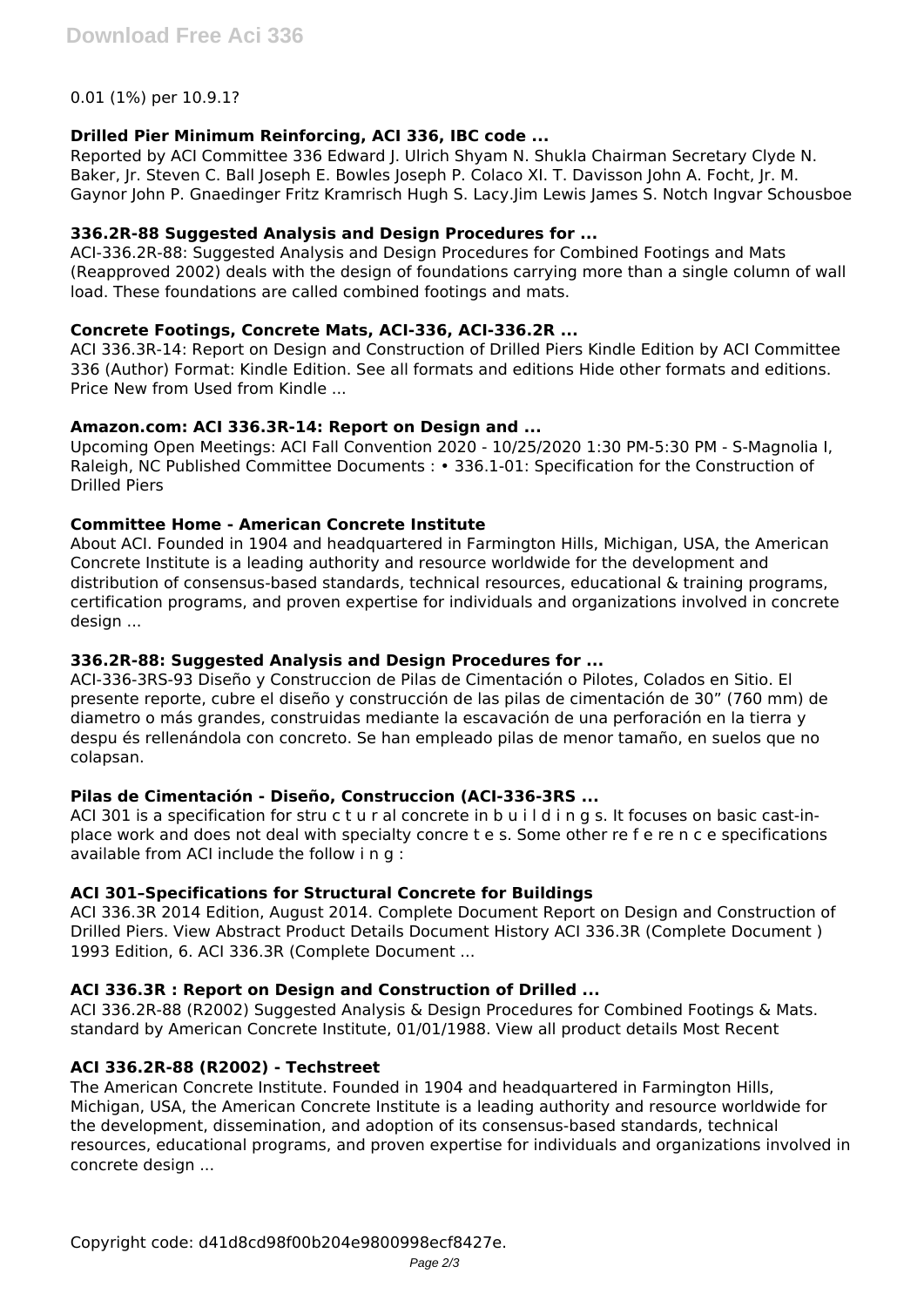0.01 (1%) per 10.9.1?

### Drilled Pier Minimum Reinforcing, ACI 336, IBC code ...

Reported by ACI Committee 336 Edward J. Ulrich Shyam N. Shukla Chairman Secretary Clyde N. Baker, Jr. Steven C. Ball Joseph E. Bowles Joseph P. Colaco XI. T. Davisson John A. Focht, Jr. M. Gaynor John P. Gnaedinger Fritz Kramrisch Hugh S. Lacy.Jim Lewis James S. Notch Ingvar Schousboe

### 336.2R-88 Suggested Analysis and Design Procedures for ...

ACI-336.2R-88: Suggested Analysis and Design Procedures for Combined Footings and Mats (Reapproved 2002) deals with the design of foundations carrying more than a single column of wall load. These foundations are called combined footings and mats.

### Concrete Footings, Concrete Mats, ACI-336, ACI-336.2R ...

ACI 336.3R-14: Report on Design and Construction of Drilled Piers Kindle Edition by ACI Committee 336 (Author) Format: Kindle Edition. See all formats and editions Hide other formats and editions. Price New from Used from Kindle ...

### Amazon.com: ACI 336.3R-14: Report on Design and ...

Upcoming Open Meetings: ACI Fall Convention 2020 - 10/25/2020 1:30 PM-5:30 PM - S-Magnolia I, Raleigh, NC Published Committee Documents : • 336.1-01: Specification for the Construction of Drilled Piers

### Committee Home - American Concrete Institute

About ACI. Founded in 1904 and headquartered in Farmington Hills, Michigan, USA, the American Concrete Institute is a leading authority and resource worldwide for the development and distribution of consensus-based standards, technical resources, educational & training programs, certification programs, and proven expertise for individuals and organizations involved in concrete design ...

### 336.2R-88: Suggested Analysis and Design Procedures for ...

ACI-336-3RS-93 Diseño y Construccion de Pilas de Cimentación o Pilotes, Colados en Sitio. El presente reporte, cubre el diseño y construcción de las pilas de cimentación de 30" (760 mm) de diametro o más grandes, construidas mediante la escavación de una perforación en la tierra y despu és rellenándola con concreto. Se han empleado pilas de menor tamaño, en suelos que no colapsan.

### Pilas de Cimentación - Diseño, Construccion (ACI-336-3RS ...

ACI 301 is a specification for stru c t u r al concrete in b u i l d i n g s. It focuses on basic cast-in-place work and does not deal with specialty concre t e s. Some other re f e re n c e specifications available from ACI include the follow i n g :

### ACI 301–Specifications for Structural Concrete for Buildings

ACI 336.3R 2014 Edition, August 2014. Complete Document Report on Design and Construction of Drilled Piers. View Abstract Product Details Document History ACI 336.3R (Complete Document ) 1993 Edition, 6. ACI 336.3R (Complete Document ...

### ACI 336.3R : Report on Design and Construction of Drilled ...

ACI 336.2R-88 (R2002) Suggested Analysis & Design Procedures for Combined Footings & Mats. standard by American Concrete Institute, 01/01/1988. View all product details Most Recent

### ACI 336.2R-88 (R2002) - Techstreet

The American Concrete Institute. Founded in 1904 and headquartered in Farmington Hills, Michigan, USA, the American Concrete Institute is a leading authority and resource worldwide for the development, dissemination, and adoption of its consensus-based standards, technical resources, educational programs, and proven expertise for individuals and organizations involved in concrete design ...

Copyright code: d41d8cd98f00b204e9800998ecf8427e.